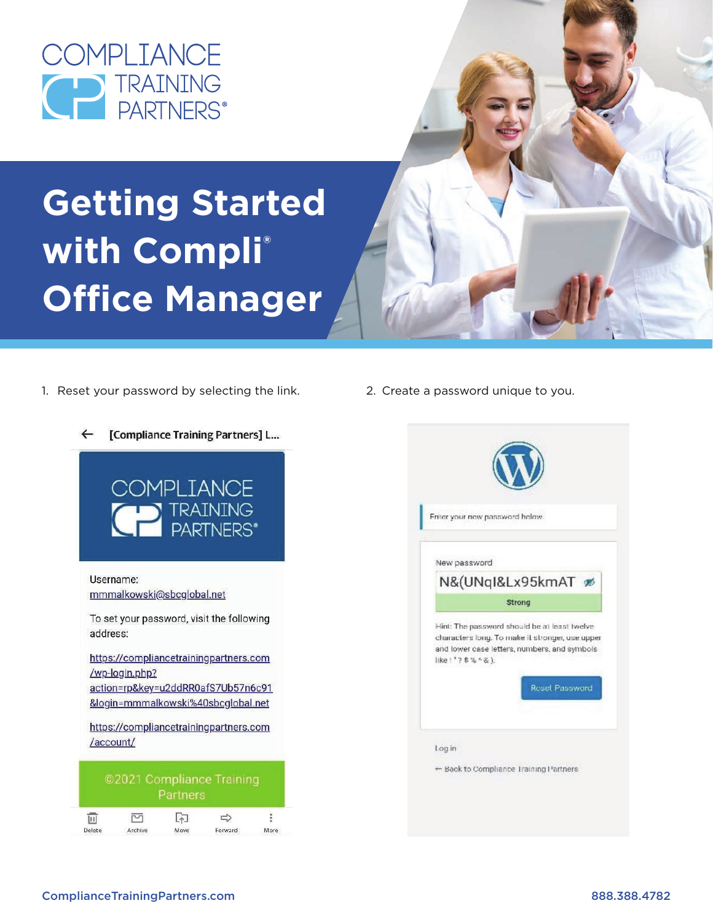COMPLIANCE TRAINING PARTNERS®

# Getting Started with Compli® Office Manager

1. Reset your password by selecting the link.

← [Compliance Training Partners] L...

COMPLIANCE TRAINING PARTNERS®

Username:
mmmalkowski@sbcglobal.net

To set your password, visit the following address:

https://compliancetrainingpartners.com/wp-login.php?action=rp&key=u2ddRR0afS7Ub57n6c91&login=mmmalkowski%40sbcglobal.net

https://compliancetrainingpartners.com/account/

©2021 Compliance Training Partners

Delete Archive Move Forward More

2. Create a password unique to you.

Enter your new password below.

New password

N&(UNqI&Lx95kmAT

Strong

Hint: The password should be at least twelve characters long. To make it stronger, use upper and lower case letters, numbers, and symbols like ! " ? $ % ^ & ).

Reset Password

Log in

← Back to Compliance Training Partners

CompliancetrainingPartners.com

888.388.4782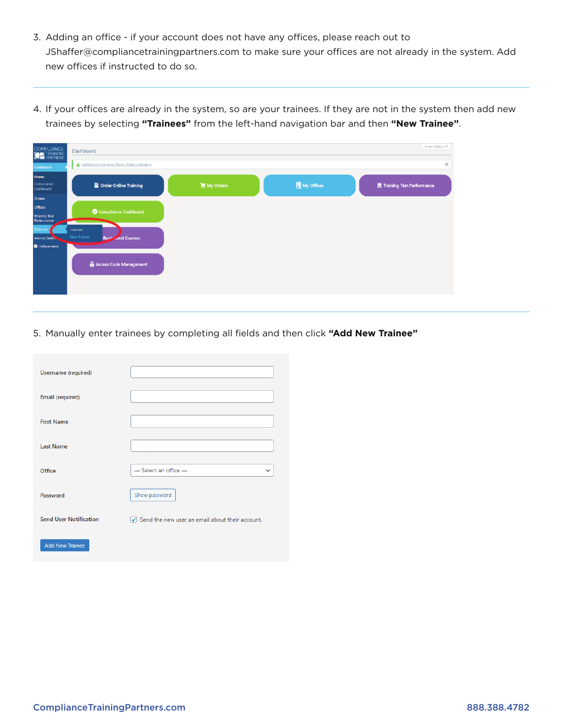3. Adding an office - if your account does not have any offices, please reach out to JShaffer@compliancetrainingpartners.com to make sure your offices are not already in the system. Add new offices if instructed to do so.

---

4. If your offices are already in the system, so are your trainees. If they are not in the system then add new trainees by selecting **"Trainees"** from the left-hand navigation bar and then **"New Trainee"**.

---

5. Manually enter trainees by completing all fields and then click **"Add New Trainee"**

Username (required)

Email (required)

First Name

Last Name

Office — Select an office —

Password Show password

Send User Notification ☑ Send the new user an email about their account.

Add New Trainee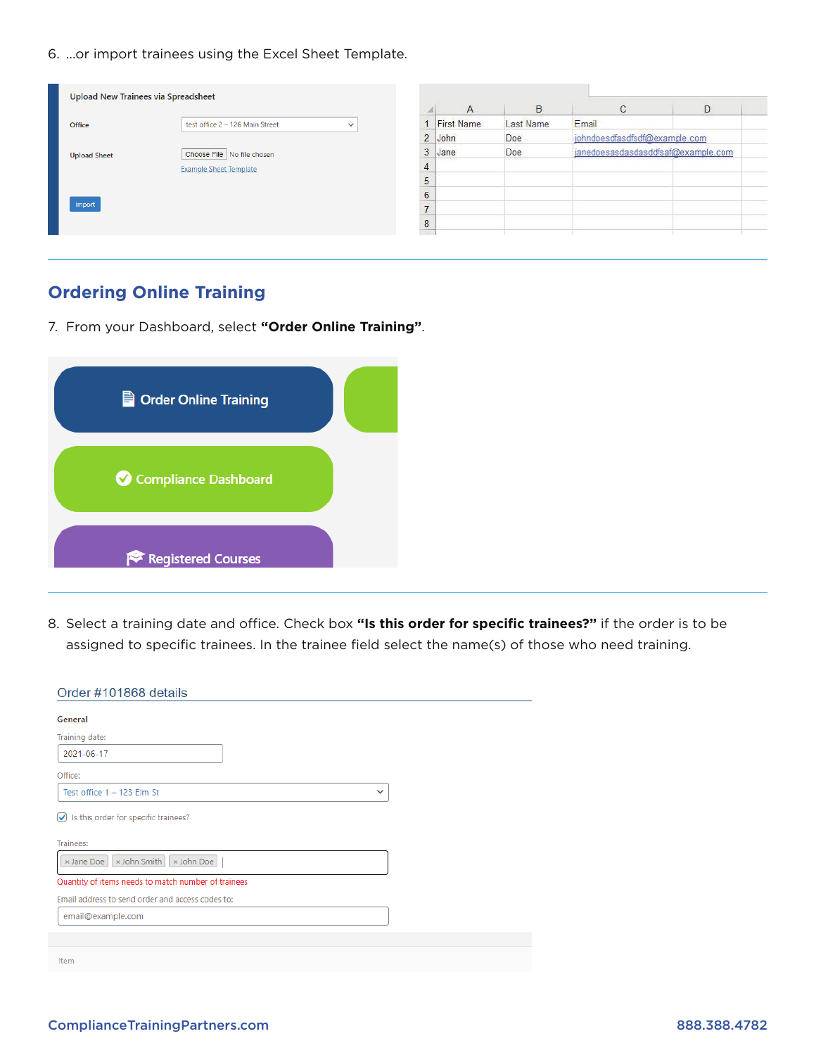6. ...or import trainees using the Excel Sheet Template.

Upload New Trainees via Spreadsheet

Office: test office 2 – 126 Main Street

Upload Sheet: Choose File No file chosen

Example Sheet Template

Import

| | A | B | C | D |
|---|---|---|---|---|
| 1 | First Name | Last Name | Email | |
| 2 | John | Doe | johndoesdfasdfsdf@example.com | |
| 3 | Jane | Doe | janedoesasdasdasddfsaf@example.com | |
| 4 | | | | |
| 5 | | | | |
| 6 | | | | |
| 7 | | | | |
| 8 | | | | |

## Ordering Online Training

7. From your Dashboard, select **"Order Online Training"**.

Order Online Training

Compliance Dashboard

Registered Courses

8. Select a training date and office. Check box **"Is this order for specific trainees?"** if the order is to be assigned to specific trainees. In the trainee field select the name(s) of those who need training.

Order #101868 details

**General**

Training date: 2021-06-17

Office: Test office 1 – 123 Elm St

☑ Is this order for specific trainees?

Trainees: × Jane Doe × John Smith × John Doe

Quantity of items needs to match number of trainees

Email address to send order and access codes to: email@example.com

Item

ComplianceTrainingPartners.com 888.388.4782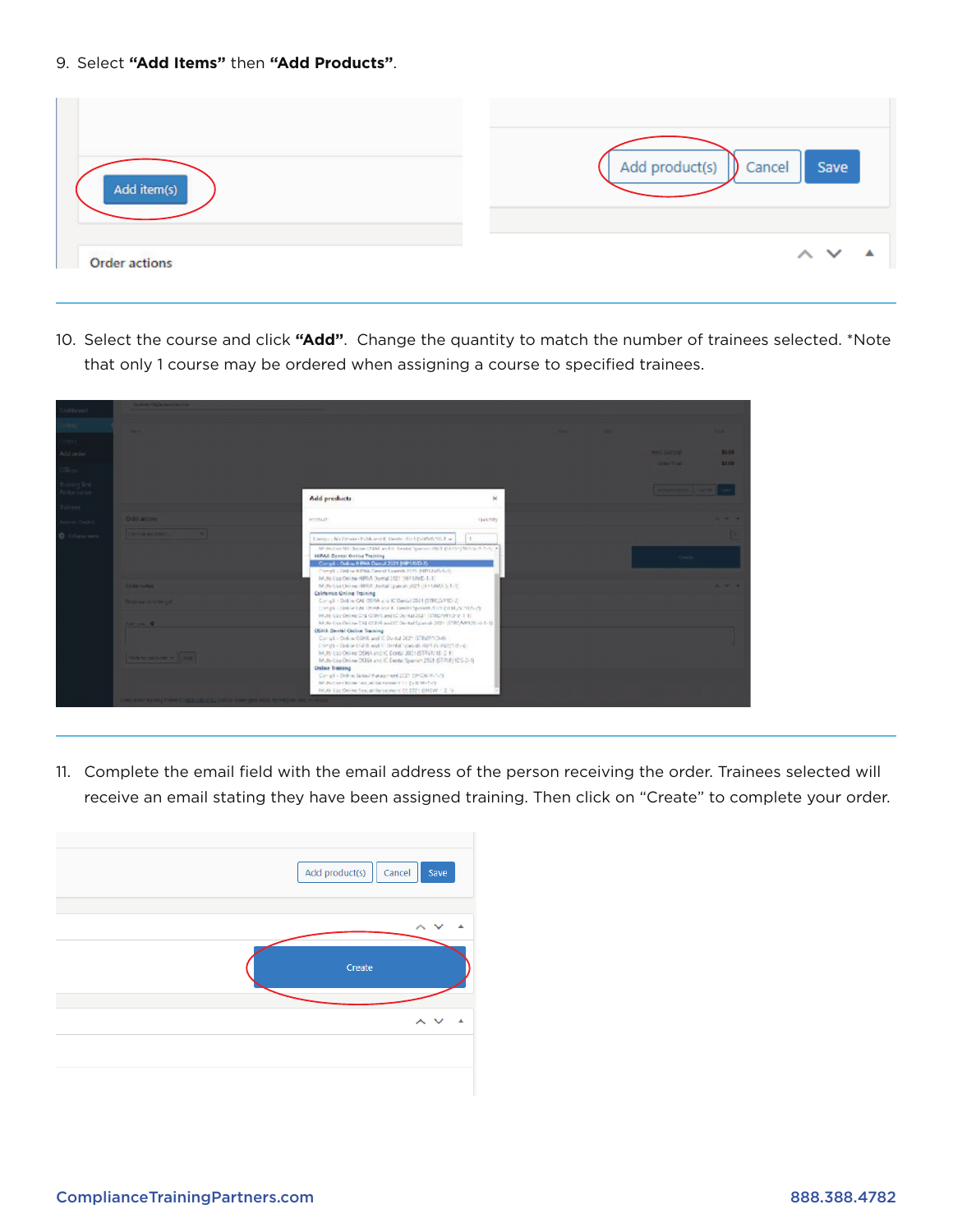9. Select **"Add Items"** then **"Add Products"**.

10. Select the course and click **"Add"**. Change the quantity to match the number of trainees selected. *Note that only 1 course may be ordered when assigning a course to specified trainees.

11. Complete the email field with the email address of the person receiving the order. Trainees selected will receive an email stating they have been assigned training. Then click on "Create" to complete your order.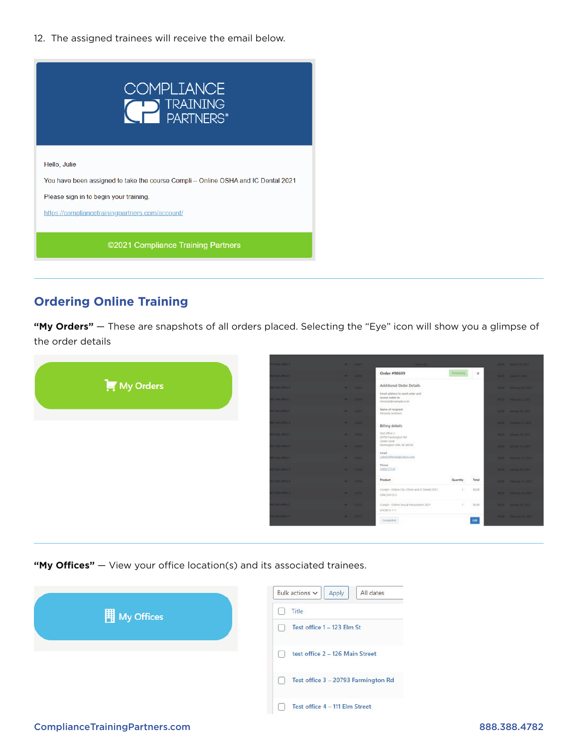12. The assigned trainees will receive the email below.

COMPLIANCE TRAINING PARTNERS®

Hello, Julie

You have been assigned to take the course Compli – Online OSHA and IC Dental 2021

Please sign in to begin your training.

https://compliancetrainingpartners.com/account/

©2021 Compliance Training Partners

## Ordering Online Training

**"My Orders"** — These are snapshots of all orders placed. Selecting the "Eye" icon will show you a glimpse of the order details

My Orders

**"My Offices"** — View your office location(s) and its associated trainees.

My Offices

Bulk actions | Apply | All dates

- Title
- Test office 1 – 123 Elm St
- test office 2 – 126 Main Street
- Test office 3 – 20793 Farmington Rd
- Test office 4 – 111 Elm Street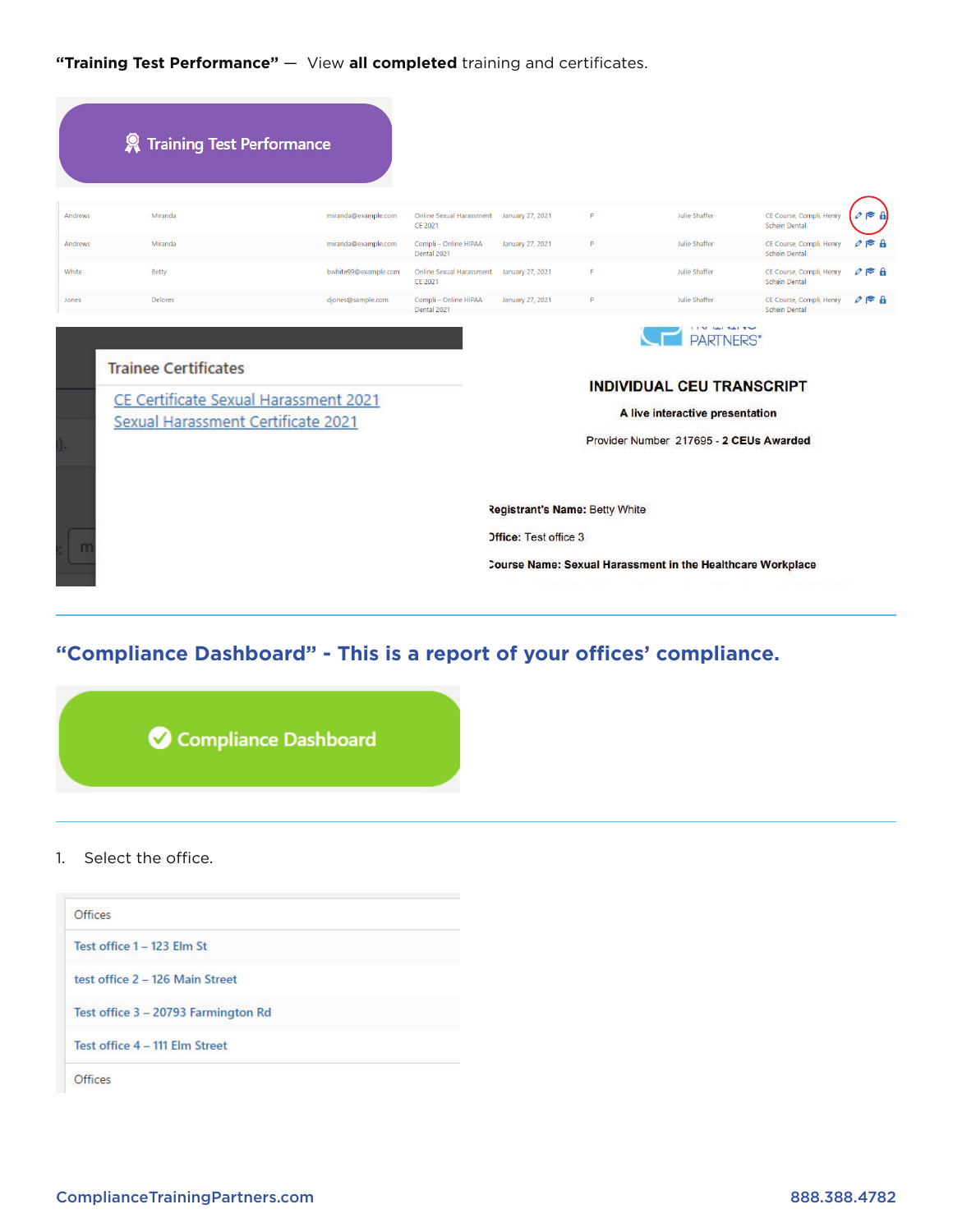**"Training Test Performance"** — View **all completed** training and certificates.

Training Test Performance

| Andrews | Miranda | miranda@example.com | Online Sexual Harassment CE 2021 | January 27, 2021 | P | Julie Shaffer | CE Course, Compli, Henry Schein Dental |
|---|---|---|---|---|---|---|---|
| Andrews | Miranda | miranda@example.com | Compli – Online HIPAA Dental 2021 | January 27, 2021 | P | Julie Shaffer | CE Course, Compli, Henry Schein Dental |
| White | Betty | bwhite99@example.com | Online Sexual Harassment CE 2021 | January 27, 2021 | F | Julie Shaffer | CE Course, Compli, Henry Schein Dental |
| Jones | Delores | djones@sample.com | Compli – Online HIPAA Dental 2021 | January 27, 2021 | P | Julie Shaffer | CE Course, Compli, Henry Schein Dental |

Trainee Certificates

CE Certificate Sexual Harassment 2021
Sexual Harassment Certificate 2021

PARTNERS®

INDIVIDUAL CEU TRANSCRIPT

A live interactive presentation

Provider Number 217695 - 2 CEUs Awarded

**Registrant's Name:** Betty White

**Office:** Test office 3

**Course Name: Sexual Harassment in the Healthcare Workplace**

---

## "Compliance Dashboard" - This is a report of your offices' compliance.

Compliance Dashboard

---

1. Select the office.

| Offices |
|---|
| Test office 1 – 123 Elm St |
| test office 2 – 126 Main Street |
| Test office 3 – 20793 Farmington Rd |
| Test office 4 – 111 Elm Street |
| Offices |

ComplianceTrainingPartners.com 888.388.4782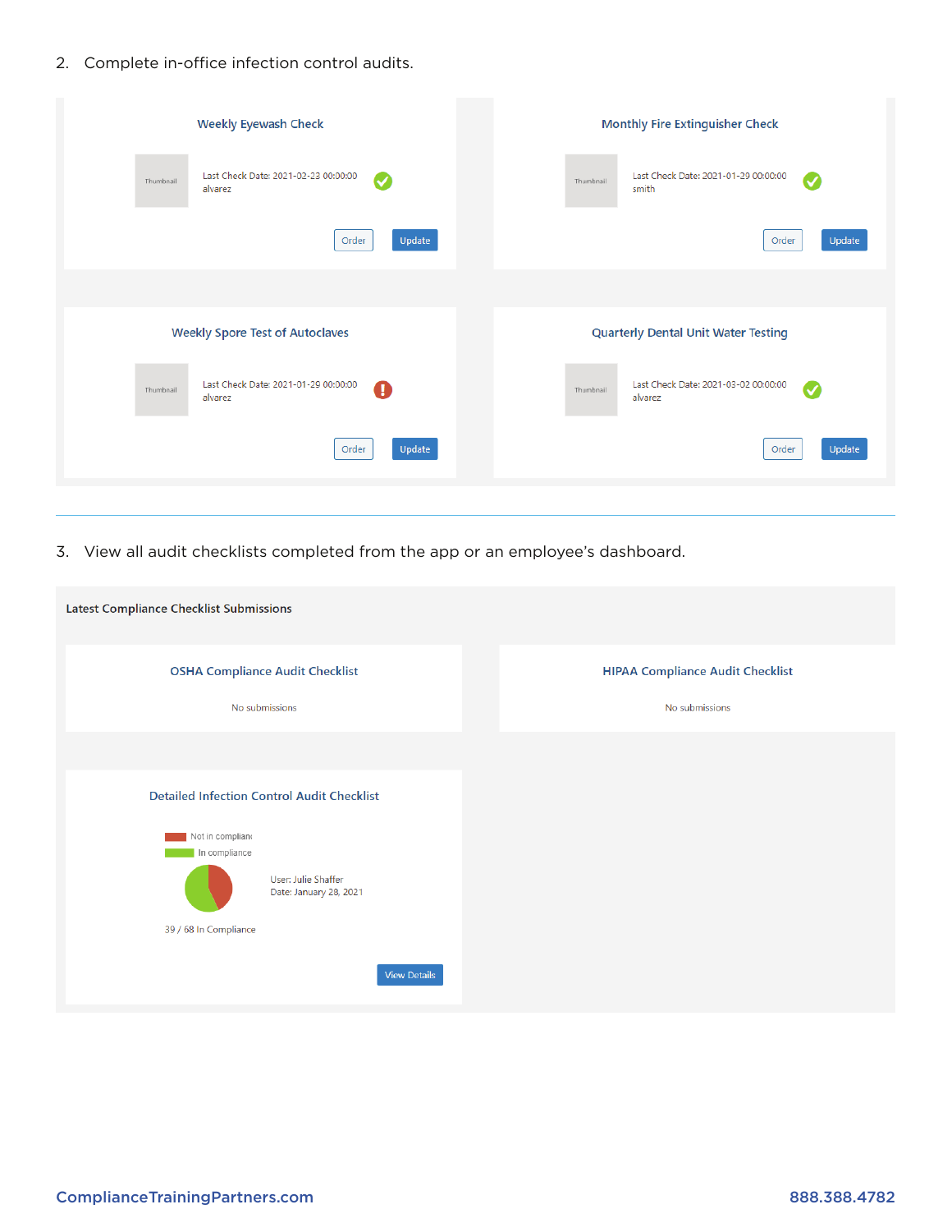2. Complete in-office infection control audits.

**Weekly Eyewash Check**

Thumbnail

Last Check Date: 2021-02-23 00:00:00
alvarez

Order | Update

**Monthly Fire Extinguisher Check**

Thumbnail

Last Check Date: 2021-01-29 00:00:00
smith

Order | Update

**Weekly Spore Test of Autoclaves**

Thumbnail

Last Check Date: 2021-01-29 00:00:00
alvarez

Order | Update

**Quarterly Dental Unit Water Testing**

Thumbnail

Last Check Date: 2021-03-02 00:00:00
alvarez

Order | Update

---

3. View all audit checklists completed from the app or an employee's dashboard.

**Latest Compliance Checklist Submissions**

**OSHA Compliance Audit Checklist**

No submissions

**HIPAA Compliance Audit Checklist**

No submissions

**Detailed Infection Control Audit Checklist**

Not in complianc
In compliance

User: Julie Shaffer
Date: January 28, 2021

39 / 68 In Compliance

View Details

ComplianceTrainingPartners.com 888.388.4782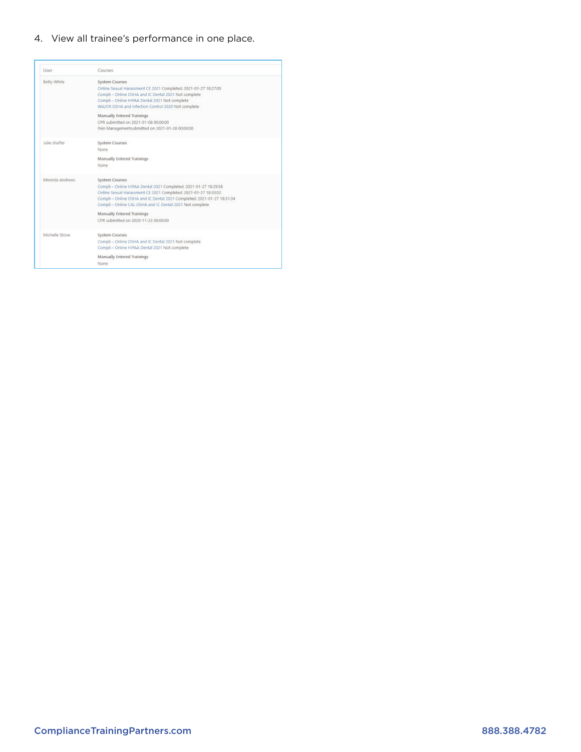4. View all trainee's performance in one place.

| User | Courses |
| --- | --- |
| Betty White | **System Courses**<br>Online Sexual Harassment CE 2021 Completed: 2021-01-27 18:27:05<br>Compli – Online OSHA and IC Dental 2021 Not complete<br>Compli – Online HIPAA Dental 2021 Not complete<br>WA/OR OSHA and Infection Control 2020 Not complete<br>**Manually Entered Trainings**<br>CPR submitted on 2021-01-08 00:00:00<br>Pain Managementsubmitted on 2021-01-28 00:00:00 |
| Julie shaffer | **System Courses**<br>None<br>**Manually Entered Trainings**<br>None |
| Miranda Andrews | **System Courses**<br>Compli – Online HIPAA Dental 2021 Completed: 2021-01-27 18:29:58<br>Online Sexual Harassment CE 2021 Completed: 2021-01-27 18:30:52<br>Compli – Online OSHA and IC Dental 2021 Completed: 2021-01-27 18:31:34<br>Compli – Online CAL OSHA and IC Dental 2021 Not complete<br>**Manually Entered Trainings**<br>CPR submitted on 2020-11-23 00:00:00 |
| Michelle Stone | **System Courses**<br>Compli – Online OSHA and IC Dental 2021 Not complete<br>Compli – Online HIPAA Dental 2021 Not complete<br>**Manually Entered Trainings**<br>None |

ComplianceTrainingPartners.com 888.388.4782